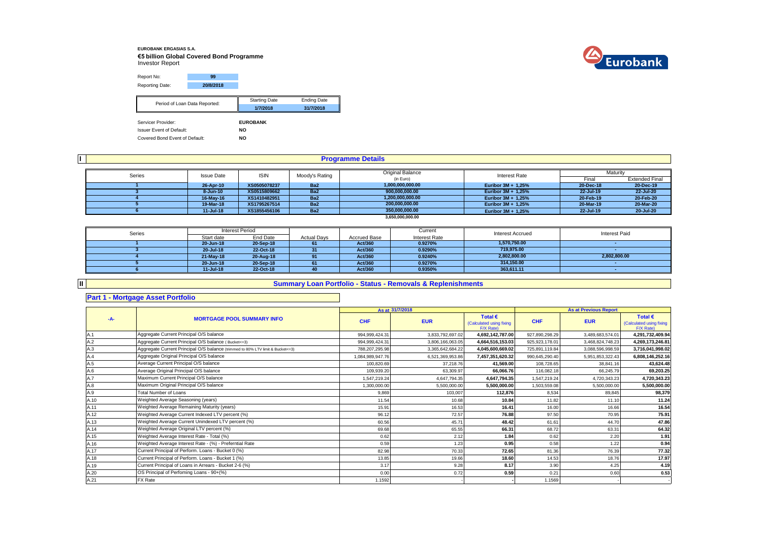**EUROBANK ERGASIAS S.A.**

**€5 billion Global Covered Bond Programme**

Investor Report

| | |
|---|---|
| Report No: | 99 |
| Reporting Date: | 20/8/2018 |

| Period of Loan Data Reported: | Starting Date | Ending Date |
|---|---|---|
| | 1/7/2018 | 31/7/2018 |

| | |
|---|---|
| Servicer Provider: | EUROBANK |
| Issuer Event of Default: | NO |
| Covered Bond Event of Default: | NO |

## I Programme Details

| Series | Issue Date | ISIN | Moody's Rating | Original Balance (in Euro) | Interest Rate | Maturity | |
|---|---|---|---|---|---|---|---|
| | | | | | | Final | Extended Final |
| 1 | 26-Apr-10 | XS0505078237 | Ba2 | 1,000,000,000.00 | Euribor 3M + 1,25% | 20-Dec-18 | 20-Dec-19 |
| 3 | 8-Jun-10 | XS0515809662 | Ba2 | 900,000,000.00 | Euribor 3M + 1,25% | 22-Jul-19 | 22-Jul-20 |
| 4 | 16-May-16 | XS1410482951 | Ba2 | 1,200,000,000.00 | Euribor 3M + 1,25% | 20-Feb-19 | 20-Feb-20 |
| 5 | 19-Mar-18 | XS1795267514 | Ba2 | 200,000,000.00 | Euribor 3M + 1,25% | 20-Mar-19 | 20-Mar-20 |
| 6 | 11-Jul-18 | XS1855456106 | Ba2 | 350,000,000.00 | Euribor 3M + 1,25% | 22-Jul-19 | 20-Jul-20 |
| | | | | 3,650,000,000.00 | | | |

| Series | Interest Period | | Actual Days | Accrued Base | Current Interest Rate | Interest Accrued | Interest Paid |
|---|---|---|---|---|---|---|---|
| | Start date | End Date | | | | | |
| 1 | 20-Jun-18 | 20-Sep-18 | 61 | Act/360 | 0.9270% | 1,570,750.00 | - |
| 3 | 20-Jul-18 | 22-Oct-18 | 31 | Act/360 | 0.9290% | 719,975.00 | - |
| 4 | 21-May-18 | 20-Aug-18 | 91 | Act/360 | 0.9240% | 2,802,800.00 | 2,802,800.00 |
| 5 | 20-Jun-18 | 20-Sep-18 | 61 | Act/360 | 0.9270% | 314,150.00 | - |
| 6 | 11-Jul-18 | 22-Oct-18 | 40 | Act/360 | 0.9350% | 363,611.11 | - |

## II Summary Loan Portfolio - Status - Removals & Replenishments

### Part 1 - Mortgage Asset Portfolio

| -A- | MORTGAGE POOL SUMMARY INFO | As at 31/7/2018 | | | As at Previous Report | | |
|---|---|---|---|---|---|---|---|
| | | CHF | EUR | Total € (Calculated using fixing F/X Rate) | CHF | EUR | Total € (Calculated using fixing F/X Rate) |
| A.1 | Aggregate Current Principal O/S balance | 994,999,424.31 | 3,833,792,697.02 | 4,692,142,787.00 | 927,890,298.29 | 3,489,683,574.01 | 4,291,732,409.94 |
| A.2 | Aggregate Current Principal O/S balance ( Bucket<=3) | 994,999,424.31 | 3,806,166,063.05 | 4,664,516,153.03 | 925,923,178.01 | 3,468,824,748.23 | 4,269,173,246.81 |
| A.3 | Aggregate Current Principal O/S balance (trimmed to 80% LTV limit & Bucket<=3) | 788,207,295.98 | 3,365,642,684.22 | 4,045,600,669.02 | 725,891,119.84 | 3,088,596,998.59 | 3,716,041,998.02 |
| A.4 | Aggregate Original Principal O/S balance | 1,084,989,947.76 | 6,521,369,953.86 | 7,457,351,620.32 | 990,645,290.40 | 5,951,853,322.43 | 6,808,146,252.16 |
| A.5 | Average Current Principal O/S balance | 100,820.69 | 37,218.76 | 41,569.00 | 108,728.65 | 38,841.16 | 43,624.48 |
| A.6 | Average Original Principal O/S balance | 109,939.20 | 63,309.97 | 66,066.76 | 116,082.18 | 66,245.79 | 69,203.25 |
| A.7 | Maximum Current Principal O/S balance | 1,547,219.24 | 4,647,794.35 | 4,647,794.35 | 1,547,219.24 | 4,720,343.23 | 4,720,343.23 |
| A.8 | Maximum Original Principal O/S balance | 1,300,000.00 | 5,500,000.00 | 5,500,000.00 | 1,503,559.08 | 5,500,000.00 | 5,500,000.00 |
| A.9 | Total Number of Loans | 9,869 | 103,007 | 112,876 | 8,534 | 89,845 | 98,379 |
| A.10 | Weighted Average Seasoning (years) | 11.54 | 10.68 | 10.84 | 11.82 | 11.10 | 11.24 |
| A.11 | Weighted Average Remaining Maturity (years) | 15.91 | 16.53 | 16.41 | 16.00 | 16.66 | 16.54 |
| A.12 | Weighted Average Current Indexed LTV percent (%) | 96.12 | 72.57 | 76.88 | 97.50 | 70.95 | 75.91 |
| A.13 | Weighted Average Current Unindexed LTV percent (%) | 60.56 | 45.71 | 48.42 | 61.61 | 44.70 | 47.86 |
| A.14 | Weighted Average Original LTV percent (%) | 69.68 | 65.55 | 66.31 | 68.72 | 63.31 | 64.32 |
| A.15 | Weighted Average Interest Rate - Total (%) | 0.62 | 2.12 | 1.84 | 0.62 | 2.20 | 1.91 |
| A.16 | Weighted Average Interest Rate - (%) - Preferntial Rate | 0.59 | 1.23 | 0.95 | 0.58 | 1.22 | 0.94 |
| A.17 | Current Principal of Perform. Loans - Bucket 0 (%) | 82.98 | 70.33 | 72.65 | 81.36 | 76.39 | 77.32 |
| A.18 | Current Principal of Perform. Loans - Bucket 1 (%) | 13.85 | 19.66 | 18.60 | 14.53 | 18.76 | 17.97 |
| A.19 | Current Principal of Loans in Arrears - Bucket 2-6 (%) | 3.17 | 9.28 | 8.17 | 3.90 | 4.25 | 4.19 |
| A.20 | OS Principal of Perfoming Loans - 90+(%) | 0.00 | 0.72 | 0.59 | 0.21 | 0.60 | 0.53 |
| A.21 | FX Rate | 1.1592 | - | - | 1.1569 | - | - |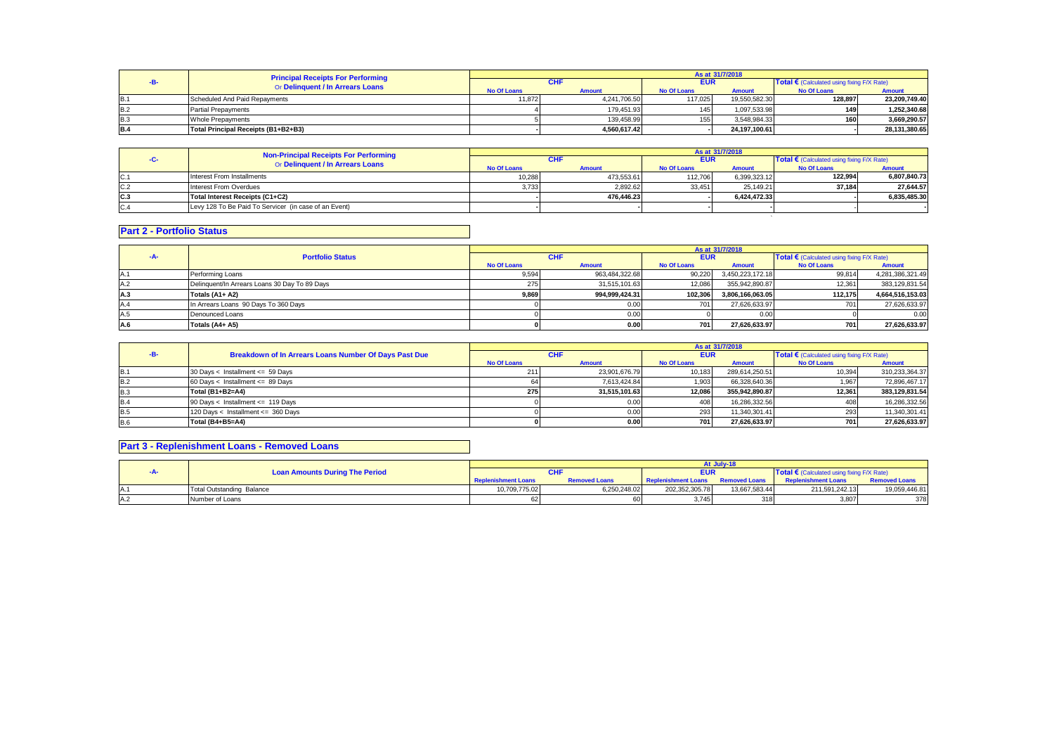| -B- | Principal Receipts For Performing Or Delinquent / In Arrears Loans | As at 31/7/2018 | | | | | |
|---|---|---|---|---|---|---|---|
| | | CHF | | EUR | | Total € (Calculated using fixing F/X Rate) | |
| | | No Of Loans | Amount | No Of Loans | Amount | No Of Loans | Amount |
| B.1 | Scheduled And Paid Repayments | 11,872 | 4,241,706.50 | 117,025 | 19,550,582.30 | 128,897 | 23,209,749.40 |
| B.2 | Partial Prepayments | 4 | 179,451.93 | 145 | 1,097,533.98 | 149 | 1,252,340.68 |
| B.3 | Whole Prepayments | 5 | 139,458.99 | 155 | 3,548,984.33 | 160 | 3,669,290.57 |
| B.4 | Total Principal Receipts (B1+B2+B3) | - | 4,560,617.42 | - | 24,197,100.61 | - | 28,131,380.65 |

| -C- | Non-Principal Receipts For Performing Or Delinquent / In Arrears Loans | As at 31/7/2018 | | | | | |
|---|---|---|---|---|---|---|---|
| | | CHF | | EUR | | Total € (Calculated using fixing F/X Rate) | |
| | | No Of Loans | Amount | No Of Loans | Amount | No Of Loans | Amount |
| C.1 | Interest From Installments | 10,288 | 473,553.61 | 112,706 | 6,399,323.12 | 122,994 | 6,807,840.73 |
| C.2 | Interest From Overdues | 3,733 | 2,892.62 | 33,451 | 25,149.21 | 37,184 | 27,644.57 |
| C.3 | Total Interest Receipts (C1+C2) | - | 476,446.23 | - | 6,424,472.33 | - | 6,835,485.30 |
| C.4 | Levy 128 To Be Paid To Servicer (in case of an Event) | - | - | - | - | - | - |

## Part 2 - Portfolio Status

| -A- | Portfolio Status | As at 31/7/2018 | | | | | |
|---|---|---|---|---|---|---|---|
| | | CHF | | EUR | | Total € (Calculated using fixing F/X Rate) | |
| | | No Of Loans | Amount | No Of Loans | Amount | No Of Loans | Amount |
| A.1 | Performing Loans | 9,594 | 963,484,322.68 | 90,220 | 3,450,223,172.18 | 99,814 | 4,281,386,321.49 |
| A.2 | Delinquent/In Arrears Loans 30 Day To 89 Days | 275 | 31,515,101.63 | 12,086 | 355,942,890.87 | 12,361 | 383,129,831.54 |
| A.3 | Totals (A1+ A2) | 9,869 | 994,999,424.31 | 102,306 | 3,806,166,063.05 | 112,175 | 4,664,516,153.03 |
| A.4 | In Arrears Loans 90 Days To 360 Days | 0 | 0.00 | 701 | 27,626,633.97 | 701 | 27,626,633.97 |
| A.5 | Denounced Loans | 0 | 0.00 | 0 | 0.00 | 0 | 0.00 |
| A.6 | Totals (A4+ A5) | 0 | 0.00 | 701 | 27,626,633.97 | 701 | 27,626,633.97 |

| -B- | Breakdown of In Arrears Loans Number Of Days Past Due | As at 31/7/2018 | | | | | |
|---|---|---|---|---|---|---|---|
| | | CHF | | EUR | | Total € (Calculated using fixing F/X Rate) | |
| | | No Of Loans | Amount | No Of Loans | Amount | No Of Loans | Amount |
| B.1 | 30 Days < Installment <= 59 Days | 211 | 23,901,676.79 | 10,183 | 289,614,250.51 | 10,394 | 310,233,364.37 |
| B.2 | 60 Days < Installment <= 89 Days | 64 | 7,613,424.84 | 1,903 | 66,328,640.36 | 1,967 | 72,896,467.17 |
| B.3 | Total (B1+B2=A4) | 275 | 31,515,101.63 | 12,086 | 355,942,890.87 | 12,361 | 383,129,831.54 |
| B.4 | 90 Days < Installment <= 119 Days | 0 | 0.00 | 408 | 16,286,332.56 | 408 | 16,286,332.56 |
| B.5 | 120 Days < Installment <= 360 Days | 0 | 0.00 | 293 | 11,340,301.41 | 293 | 11,340,301.41 |
| B.6 | Total (B4+B5=A4) | 0 | 0.00 | 701 | 27,626,633.97 | 701 | 27,626,633.97 |

## Part 3 - Replenishment Loans - Removed Loans

| -A- | Loan Amounts During The Period | At July-18 | | | | | |
|---|---|---|---|---|---|---|---|
| | | CHF | | EUR | | Total € (Calculated using fixing F/X Rate) | |
| | | Replenishment Loans | Removed Loans | Replenishment Loans | Removed Loans | Replenishment Loans | Removed Loans |
| A.1 | Total Outstanding Balance | 10,709,775.02 | 6,250,248.02 | 202,352,305.78 | 13,667,583.44 | 211,591,242.13 | 19,059,446.81 |
| A.2 | Number of Loans | 62 | 60 | 3,745 | 318 | 3,807 | 378 |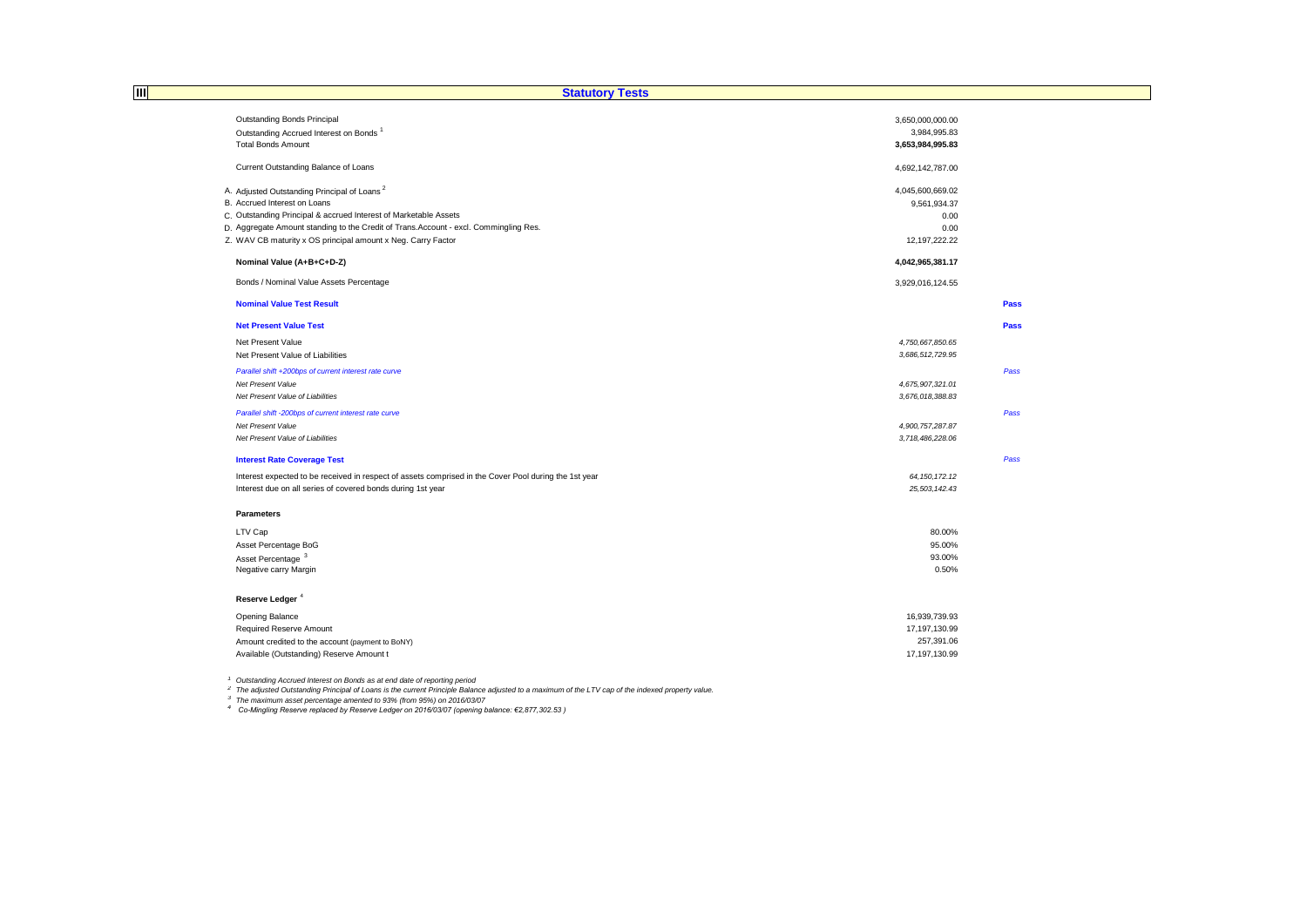## III Statutory Tests

| | | |
|---|---|---|
| Outstanding Bonds Principal | 3,650,000,000.00 | |
| Outstanding Accrued Interest on Bonds [1] | 3,984,995.83 | |
| Total Bonds Amount | **3,653,984,995.83** | |
| Current Outstanding Balance of Loans | 4,692,142,787.00 | |
| A. Adjusted Outstanding Principal of Loans [2] | 4,045,600,669.02 | |
| B. Accrued Interest on Loans | 9,561,934.37 | |
| C. Outstanding Principal & accrued Interest of Marketable Assets | 0.00 | |
| D. Aggregate Amount standing to the Credit of Trans.Account - excl. Commingling Res. | 0.00 | |
| Z. WAV CB maturity x OS principal amount x Neg. Carry Factor | 12,197,222.22 | |
| **Nominal Value (A+B+C+D-Z)** | **4,042,965,381.17** | |
| Bonds / Nominal Value Assets Percentage | 3,929,016,124.55 | |
| **Nominal Value Test Result** | | **Pass** |
| **Net Present Value Test** | | **Pass** |
| Net Present Value | *4,750,667,850.65* | |
| Net Present Value of Liabilities | *3,686,512,729.95* | |
| *Parallel shift +200bps of current interest rate curve* | | *Pass* |
| *Net Present Value* | *4,675,907,321.01* | |
| *Net Present Value of Liabilities* | *3,676,018,388.83* | |
| *Parallel shift -200bps of current interest rate curve* | | *Pass* |
| *Net Present Value* | *4,900,757,287.87* | |
| *Net Present Value of Liabilities* | *3,718,486,228.06* | |
| **Interest Rate Coverage Test** | | *Pass* |
| Interest expected to be received in respect of assets comprised in the Cover Pool during the 1st year | *64,150,172.12* | |
| Interest due on all series of covered bonds during 1st year | *25,503,142.43* | |

**Parameters**

| | |
|---|---|
| LTV Cap | 80.00% |
| Asset Percentage BoG | 95.00% |
| Asset Percentage [3] | 93.00% |
| Negative carry Margin | 0.50% |

**Reserve Ledger** [4]

| | |
|---|---|
| Opening Balance | 16,939,739.93 |
| Required Reserve Amount | 17,197,130.99 |
| Amount credited to the account (payment to BoNY) | 257,391.06 |
| Available (Outstanding) Reserve Amount t | 17,197,130.99 |

*[1] Outstanding Accrued Interest on Bonds as at end date of reporting period*

*[2] The adjusted Outstanding Principal of Loans is the current Principle Balance adjusted to a maximum of the LTV cap of the indexed property value.*

*[3] The maximum asset percentage amented to 93% (from 95%) on 2016/03/07*

*[4] Co-Mingling Reserve replaced by Reserve Ledger on 2016/03/07 (opening balance: €2,877,302.53 )*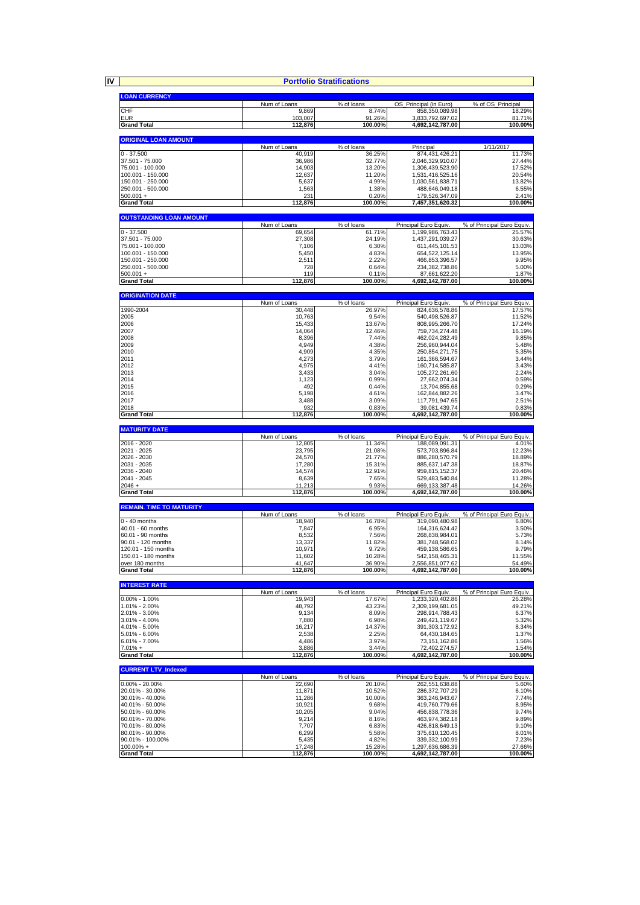**IV** **Portfolio Stratifications**

| LOAN CURRENCY | Num of Loans | % of loans | OS_Principal (in Euro) | % of OS_Principal |
|---|---|---|---|---|
| CHF | 9,869 | 8.74% | 858,350,089.98 | 18.29% |
| EUR | 103,007 | 91.26% | 3,833,792,697.02 | 81.71% |
| **Grand Total** | **112,876** | **100.00%** | **4,692,142,787.00** | **100.00%** |

| ORIGINAL LOAN AMOUNT | Num of Loans | % of loans | Principal | 1/11/2017 |
|---|---|---|---|---|
| 0 - 37.500 | 40,919 | 36.25% | 874,431,426.21 | 11.73% |
| 37.501 - 75.000 | 36,986 | 32.77% | 2,046,329,910.07 | 27.44% |
| 75.001 - 100.000 | 14,903 | 13.20% | 1,306,439,523.90 | 17.52% |
| 100.001 - 150.000 | 12,637 | 11.20% | 1,531,416,525.16 | 20.54% |
| 150.001 - 250.000 | 5,637 | 4.99% | 1,030,561,838.71 | 13.82% |
| 250.001 - 500.000 | 1,563 | 1.38% | 488,646,049.18 | 6.55% |
| 500.001 + | 231 | 0.20% | 179,526,347.09 | 2.41% |
| **Grand Total** | **112,876** | **100.00%** | **7,457,351,620.32** | **100.00%** |

| OUTSTANDING LOAN AMOUNT | Num of Loans | % of loans | Principal Euro Equiv. | % of Principal Euro Equiv. |
|---|---|---|---|---|
| 0 - 37.500 | 69,654 | 61.71% | 1,199,986,763.43 | 25.57% |
| 37.501 - 75.000 | 27,308 | 24.19% | 1,437,291,039.27 | 30.63% |
| 75.001 - 100.000 | 7,106 | 6.30% | 611,445,101.53 | 13.03% |
| 100.001 - 150.000 | 5,450 | 4.83% | 654,522,125.14 | 13.95% |
| 150.001 - 250.000 | 2,511 | 2.22% | 466,853,396.57 | 9.95% |
| 250.001 - 500.000 | 728 | 0.64% | 234,382,738.86 | 5.00% |
| 500.001 + | 119 | 0.11% | 87,661,622.20 | 1.87% |
| **Grand Total** | **112,876** | **100.00%** | **4,692,142,787.00** | **100.00%** |

| ORIGINATION DATE | Num of Loans | % of loans | Principal Euro Equiv. | % of Principal Euro Equiv. |
|---|---|---|---|---|
| 1990-2004 | 30,448 | 26.97% | 824,636,578.86 | 17.57% |
| 2005 | 10,763 | 9.54% | 540,498,526.87 | 11.52% |
| 2006 | 15,433 | 13.67% | 808,995,266.70 | 17.24% |
| 2007 | 14,064 | 12.46% | 759,734,274.48 | 16.19% |
| 2008 | 8,396 | 7.44% | 462,024,282.49 | 9.85% |
| 2009 | 4,949 | 4.38% | 256,960,944.04 | 5.48% |
| 2010 | 4,909 | 4.35% | 250,854,271.75 | 5.35% |
| 2011 | 4,273 | 3.79% | 161,366,594.67 | 3.44% |
| 2012 | 4,975 | 4.41% | 160,714,585.87 | 3.43% |
| 2013 | 3,433 | 3.04% | 105,272,261.60 | 2.24% |
| 2014 | 1,123 | 0.99% | 27,662,074.34 | 0.59% |
| 2015 | 492 | 0.44% | 13,704,855.68 | 0.29% |
| 2016 | 5,198 | 4.61% | 162,844,882.26 | 3.47% |
| 2017 | 3,488 | 3.09% | 117,791,947.65 | 2.51% |
| 2018 | 932 | 0.83% | 39,081,439.74 | 0.83% |
| **Grand Total** | **112,876** | **100.00%** | **4,692,142,787.00** | **100.00%** |

| MATURITY DATE | Num of Loans | % of loans | Principal Euro Equiv. | % of Principal Euro Equiv. |
|---|---|---|---|---|
| 2016 - 2020 | 12,805 | 11.34% | 188,089,091.31 | 4.01% |
| 2021 - 2025 | 23,795 | 21.08% | 573,703,896.84 | 12.23% |
| 2026 - 2030 | 24,570 | 21.77% | 886,280,570.79 | 18.89% |
| 2031 - 2035 | 17,280 | 15.31% | 885,637,147.38 | 18.87% |
| 2036 - 2040 | 14,574 | 12.91% | 959,815,152.37 | 20.46% |
| 2041 - 2045 | 8,639 | 7.65% | 529,483,540.84 | 11.28% |
| 2046 + | 11,213 | 9.93% | 669,133,387.48 | 14.26% |
| **Grand Total** | **112,876** | **100.00%** | **4,692,142,787.00** | **100.00%** |

| REMAIN. TIME TO MATURITY | Num of Loans | % of loans | Principal Euro Equiv. | % of Principal Euro Equiv. |
|---|---|---|---|---|
| 0 - 40 months | 18,940 | 16.78% | 319,090,480.98 | 6.80% |
| 40.01 - 60 months | 7,847 | 6.95% | 164,316,624.42 | 3.50% |
| 60.01 - 90 months | 8,532 | 7.56% | 268,838,984.01 | 5.73% |
| 90.01 - 120 months | 13,337 | 11.82% | 381,748,568.02 | 8.14% |
| 120.01 - 150 months | 10,971 | 9.72% | 459,138,586.65 | 9.79% |
| 150.01 - 180 months | 11,602 | 10.28% | 542,158,465.31 | 11.55% |
| over 180 months | 41,647 | 36.90% | 2,556,851,077.62 | 54.49% |
| **Grand Total** | **112,876** | **100.00%** | **4,692,142,787.00** | **100.00%** |

| INTEREST RATE | Num of Loans | % of loans | Principal Euro Equiv. | % of Principal Euro Equiv. |
|---|---|---|---|---|
| 0.00% - 1.00% | 19,943 | 17.67% | 1,233,320,402.86 | 26.28% |
| 1.01% - 2.00% | 48,792 | 43.23% | 2,309,199,681.05 | 49.21% |
| 2.01% - 3.00% | 9,134 | 8.09% | 298,914,788.43 | 6.37% |
| 3.01% - 4.00% | 7,880 | 6.98% | 249,421,119.67 | 5.32% |
| 4.01% - 5.00% | 16,217 | 14.37% | 391,303,172.92 | 8.34% |
| 5.01% - 6.00% | 2,538 | 2.25% | 64,430,184.65 | 1.37% |
| 6.01% - 7.00% | 4,486 | 3.97% | 73,151,162.86 | 1.56% |
| 7.01% + | 3,886 | 3.44% | 72,402,274.57 | 1.54% |
| **Grand Total** | **112,876** | **100.00%** | **4,692,142,787.00** | **100.00%** |

| CURRENT LTV_Indexed | Num of Loans | % of loans | Principal Euro Equiv. | % of Principal Euro Equiv. |
|---|---|---|---|---|
| 0.00% - 20.00% | 22,690 | 20.10% | 262,551,638.88 | 5.60% |
| 20.01% - 30.00% | 11,871 | 10.52% | 286,372,707.29 | 6.10% |
| 30.01% - 40.00% | 11,286 | 10.00% | 363,246,943.67 | 7.74% |
| 40.01% - 50.00% | 10,921 | 9.68% | 419,760,779.66 | 8.95% |
| 50.01% - 60.00% | 10,205 | 9.04% | 456,838,778.36 | 9.74% |
| 60.01% - 70.00% | 9,214 | 8.16% | 463,974,382.18 | 9.89% |
| 70.01% - 80.00% | 7,707 | 6.83% | 426,818,649.13 | 9.10% |
| 80.01% - 90.00% | 6,299 | 5.58% | 375,610,120.45 | 8.01% |
| 90.01% - 100.00% | 5,435 | 4.82% | 339,332,100.99 | 7.23% |
| 100.00% + | 17,248 | 15.28% | 1,297,636,686.39 | 27.66% |
| **Grand Total** | **112,876** | **100.00%** | **4,692,142,787.00** | **100.00%** |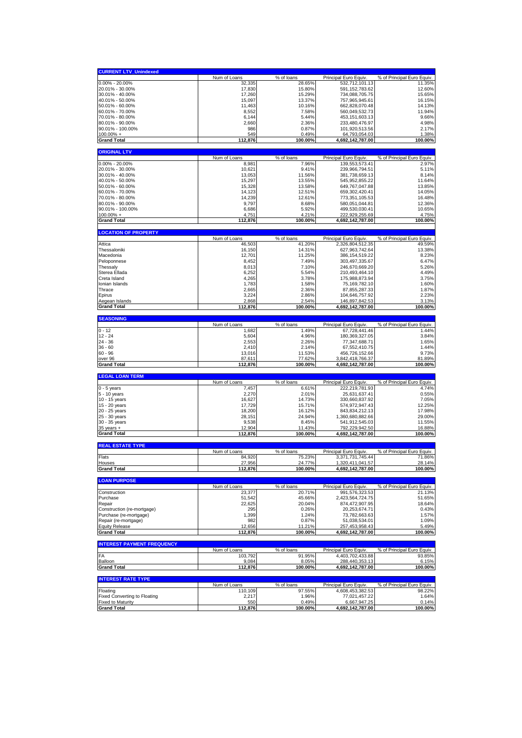| CURRENT LTV_Unindexed | Num of Loans | % of loans | Principal Euro Equiv. | % of Principal Euro Equiv. |
|---|---|---|---|---|
| 0.00% - 20.00% | 32,335 | 28.65% | 532,712,101.13 | 11.35% |
| 20.01% - 30.00% | 17,830 | 15.80% | 591,152,783.62 | 12.60% |
| 30.01% - 40.00% | 17,260 | 15.29% | 734,088,705.75 | 15.65% |
| 40.01% - 50.00% | 15,097 | 13.37% | 757,965,945.61 | 16.15% |
| 50.01% - 60.00% | 11,463 | 10.16% | 662,828,070.48 | 14.13% |
| 60.01% - 70.00% | 8,552 | 7.58% | 560,049,532.73 | 11.94% |
| 70.01% - 80.00% | 6,144 | 5.44% | 453,151,603.13 | 9.66% |
| 80.01% - 90.00% | 2,660 | 2.36% | 233,480,476.97 | 4.98% |
| 90.01% - 100.00% | 986 | 0.87% | 101,920,513.56 | 2.17% |
| 100.00% + | 549 | 0.49% | 64,793,054.03 | 1.38% |
| **Grand Total** | **112,876** | **100.00%** | **4,692,142,787.00** | **100.00%** |

| ORIGINAL LTV | Num of Loans | % of loans | Principal Euro Equiv. | % of Principal Euro Equiv. |
|---|---|---|---|---|
| 0.00% - 20.00% | 8,981 | 7.96% | 139,553,573.41 | 2.97% |
| 20.01% - 30.00% | 10,621 | 9.41% | 239,966,794.51 | 5.11% |
| 30.01% - 40.00% | 13,053 | 11.56% | 381,738,659.13 | 8.14% |
| 40.01% - 50.00% | 15,297 | 13.55% | 545,952,855.22 | 11.64% |
| 50.01% - 60.00% | 15,328 | 13.58% | 649,767,047.88 | 13.85% |
| 60.01% - 70.00% | 14,123 | 12.51% | 659,302,420.41 | 14.05% |
| 70.01% - 80.00% | 14,239 | 12.61% | 773,351,105.53 | 16.48% |
| 80.01% - 90.00% | 9,797 | 8.68% | 580,051,044.81 | 12.36% |
| 90.01% - 100.00% | 6,686 | 5.92% | 499,530,030.41 | 10.65% |
| 100.00% + | 4,751 | 4.21% | 222,929,255.69 | 4.75% |
| **Grand Total** | **112,876** | **100.00%** | **4,692,142,787.00** | **100.00%** |

| LOCATION OF PROPERTY | Num of Loans | % of loans | Principal Euro Equiv. | % of Principal Euro Equiv. |
|---|---|---|---|---|
| Attica | 46,503 | 41.20% | 2,326,804,512.35 | 49.59% |
| Thessaloniki | 16,150 | 14.31% | 627,963,742.64 | 13.38% |
| Macedonia | 12,701 | 11.25% | 386,154,519.22 | 8.23% |
| Peloponnese | 8,452 | 7.49% | 303,497,335.67 | 6.47% |
| Thessaly | 8,013 | 7.10% | 246,670,669.20 | 5.26% |
| Sterea Ellada | 6,252 | 5.54% | 210,493,464.10 | 4.49% |
| Creta Island | 4,265 | 3.78% | 175,988,873.94 | 3.75% |
| Ionian Islands | 1,783 | 1.58% | 75,169,782.10 | 1.60% |
| Thrace | 2,665 | 2.36% | 87,855,287.33 | 1.87% |
| Epirus | 3,224 | 2.86% | 104,646,757.92 | 2.23% |
| Aegean Islands | 2,868 | 2.54% | 146,897,842.53 | 3.13% |
| **Grand Total** | **112,876** | **100.00%** | **4,692,142,787.00** | **100.00%** |

| SEASONING | Num of Loans | % of loans | Principal Euro Equiv. | % of Principal Euro Equiv. |
|---|---|---|---|---|
| 0 - 12 | 1,682 | 1.49% | 67,728,441.46 | 1.44% |
| 12 - 24 | 5,604 | 4.96% | 180,369,327.05 | 3.84% |
| 24 - 36 | 2,553 | 2.26% | 77,347,688.71 | 1.65% |
| 36 - 60 | 2,410 | 2.14% | 67,552,410.75 | 1.44% |
| 60 - 96 | 13,016 | 11.53% | 456,726,152.66 | 9.73% |
| over 96 | 87,611 | 77.62% | 3,842,418,766.37 | 81.89% |
| **Grand Total** | **112,876** | **100.00%** | **4,692,142,787.00** | **100.00%** |

| LEGAL LOAN TERM | Num of Loans | % of loans | Principal Euro Equiv. | % of Principal Euro Equiv. |
|---|---|---|---|---|
| 0 - 5 years | 7,457 | 6.61% | 222,219,781.93 | 4.74% |
| 5 - 10 years | 2,270 | 2.01% | 25,631,637.41 | 0.55% |
| 10 - 15 years | 16,627 | 14.73% | 330,660,837.92 | 7.05% |
| 15 - 20 years | 17,729 | 15.71% | 574,972,947.43 | 12.25% |
| 20 - 25 years | 18,200 | 16.12% | 843,834,212.13 | 17.98% |
| 25 - 30 years | 28,151 | 24.94% | 1,360,680,882.66 | 29.00% |
| 30 - 35 years | 9,538 | 8.45% | 541,912,545.03 | 11.55% |
| 35 years + | 12,904 | 11.43% | 792,229,942.50 | 16.88% |
| **Grand Total** | **112,876** | **100.00%** | **4,692,142,787.00** | **100.00%** |

| REAL ESTATE TYPE | Num of Loans | % of loans | Principal Euro Equiv. | % of Principal Euro Equiv. |
|---|---|---|---|---|
| Flats | 84,920 | 75.23% | 3,371,731,745.44 | 71.86% |
| Houses | 27,956 | 24.77% | 1,320,411,041.57 | 28.14% |
| **Grand Total** | **112,876** | **100.00%** | **4,692,142,787.00** | **100.00%** |

| LOAN PURPOSE | Num of Loans | % of loans | Principal Euro Equiv. | % of Principal Euro Equiv. |
|---|---|---|---|---|
| Construction | 23,377 | 20.71% | 991,576,323.53 | 21.13% |
| Purchase | 51,542 | 45.66% | 2,423,564,724.75 | 51.65% |
| Repair | 22,625 | 20.04% | 874,472,907.95 | 18.64% |
| Construction (re-mortgage) | 295 | 0.26% | 20,253,674.71 | 0.43% |
| Purchase (re-mortgage) | 1,399 | 1.24% | 73,782,663.63 | 1.57% |
| Repair (re-mortgage) | 982 | 0.87% | 51,038,534.01 | 1.09% |
| Equity Release | 12,656 | 11.21% | 257,453,958.43 | 5.49% |
| **Grand Total** | **112,876** | **100.00%** | **4,692,142,787.00** | **100.00%** |

| INTEREST PAYMENT FREQUENCY | Num of Loans | % of loans | Principal Euro Equiv. | % of Principal Euro Equiv. |
|---|---|---|---|---|
| FA | 103,792 | 91.95% | 4,403,702,433.88 | 93.85% |
| Balloon | 9,084 | 8.05% | 288,440,353.13 | 6.15% |
| **Grand Total** | **112,876** | **100.00%** | **4,692,142,787.00** | **100.00%** |

| INTEREST RATE TYPE | Num of Loans | % of loans | Principal Euro Equiv. | % of Principal Euro Equiv. |
|---|---|---|---|---|
| Floating | 110,109 | 97.55% | 4,608,453,382.53 | 98.22% |
| Fixed Converting to Floating | 2,217 | 1.96% | 77,021,457.22 | 1.64% |
| Fixed to Maturity | 550 | 0.49% | 6,667,947.25 | 0.14% |
| **Grand Total** | **112,876** | **100.00%** | **4,692,142,787.00** | **100.00%** |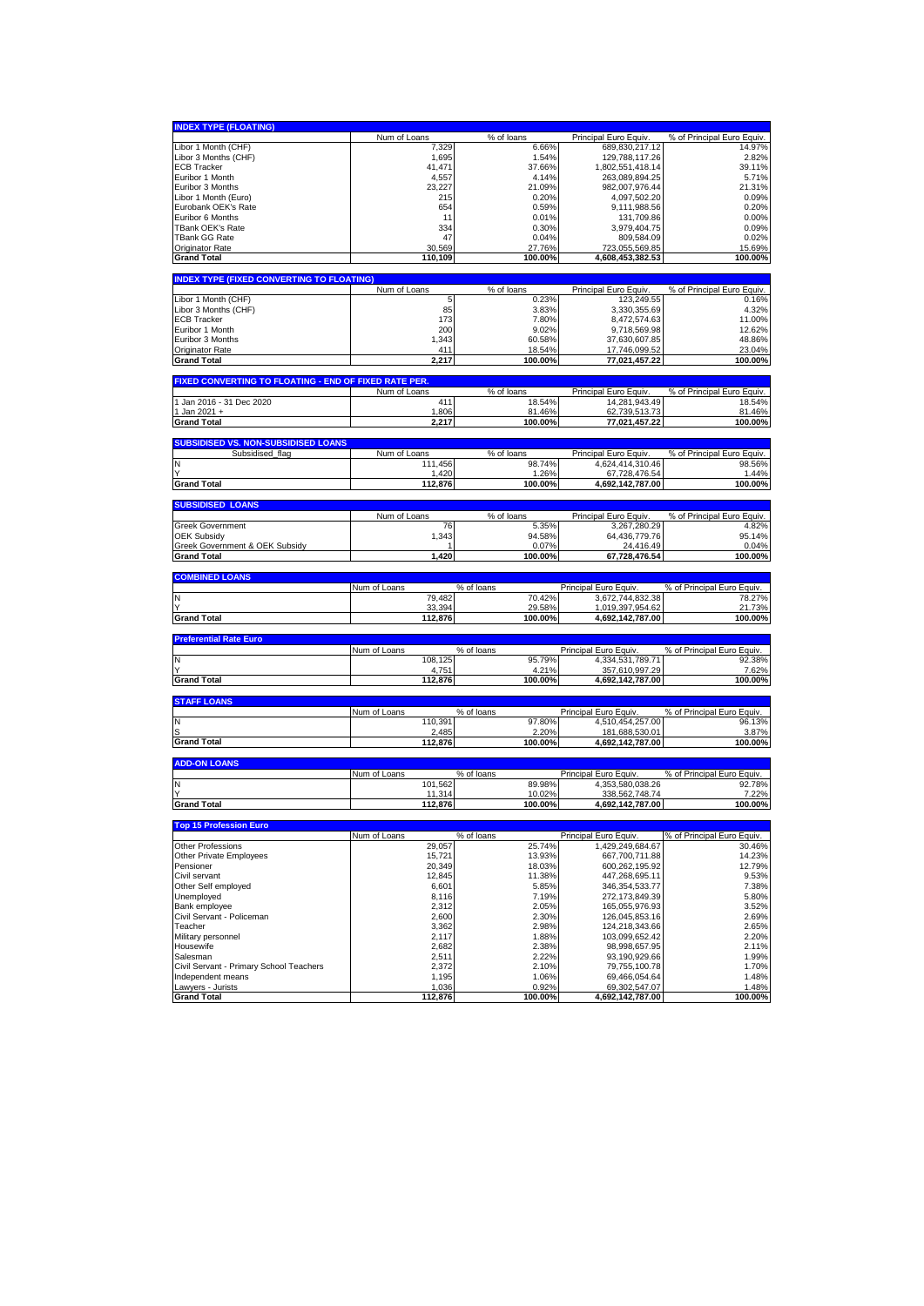| INDEX TYPE (FLOATING) | Num of Loans | % of loans | Principal Euro Equiv. | % of Principal Euro Equiv. |
|---|---|---|---|---|
| Libor 1 Month (CHF) | 7,329 | 6.66% | 689,830,217.12 | 14.97% |
| Libor 3 Months (CHF) | 1,695 | 1.54% | 129,788,117.26 | 2.82% |
| ECB Tracker | 41,471 | 37.66% | 1,802,551,418.14 | 39.11% |
| Euribor 1 Month | 4,557 | 4.14% | 263,089,894.25 | 5.71% |
| Euribor 3 Months | 23,227 | 21.09% | 982,007,976.44 | 21.31% |
| Libor 1 Month (Euro) | 215 | 0.20% | 4,097,502.20 | 0.09% |
| Eurobank OEK's Rate | 654 | 0.59% | 9,111,988.56 | 0.20% |
| Euribor 6 Months | 11 | 0.01% | 131,709.86 | 0.00% |
| TBank OEK's Rate | 334 | 0.30% | 3,979,404.75 | 0.09% |
| TBank GG Rate | 47 | 0.04% | 809,584.09 | 0.02% |
| Originator Rate | 30,569 | 27.76% | 723,055,569.85 | 15.69% |
| **Grand Total** | **110,109** | **100.00%** | **4,608,453,382.53** | **100.00%** |

| INDEX TYPE (FIXED CONVERTING TO FLOATING) | Num of Loans | % of loans | Principal Euro Equiv. | % of Principal Euro Equiv. |
|---|---|---|---|---|
| Libor 1 Month (CHF) | 5 | 0.23% | 123,249.55 | 0.16% |
| Libor 3 Months (CHF) | 85 | 3.83% | 3,330,355.69 | 4.32% |
| ECB Tracker | 173 | 7.80% | 8,472,574.63 | 11.00% |
| Euribor 1 Month | 200 | 9.02% | 9,718,569.98 | 12.62% |
| Euribor 3 Months | 1,343 | 60.58% | 37,630,607.85 | 48.86% |
| Originator Rate | 411 | 18.54% | 17,746,099.52 | 23.04% |
| **Grand Total** | **2,217** | **100.00%** | **77,021,457.22** | **100.00%** |

| FIXED CONVERTING TO FLOATING - END OF FIXED RATE PER. | Num of Loans | % of loans | Principal Euro Equiv. | % of Principal Euro Equiv. |
|---|---|---|---|---|
| 1 Jan 2016 - 31 Dec 2020 | 411 | 18.54% | 14,281,943.49 | 18.54% |
| 1 Jan 2021 + | 1,806 | 81.46% | 62,739,513.73 | 81.46% |
| **Grand Total** | **2,217** | **100.00%** | **77,021,457.22** | **100.00%** |

| SUBSIDISED VS. NON-SUBSIDISED LOANS | | | | |
|---|---|---|---|---|
| Subsidised_flag | Num of Loans | % of loans | Principal Euro Equiv. | % of Principal Euro Equiv. |
| N | 111,456 | 98.74% | 4,624,414,310.46 | 98.56% |
| Y | 1,420 | 1.26% | 67,728,476.54 | 1.44% |
| **Grand Total** | **112,876** | **100.00%** | **4,692,142,787.00** | **100.00%** |

| SUBSIDISED LOANS | Num of Loans | % of loans | Principal Euro Equiv. | % of Principal Euro Equiv. |
|---|---|---|---|---|
| Greek Government | 76 | 5.35% | 3,267,280.29 | 4.82% |
| OEK Subsidy | 1,343 | 94.58% | 64,436,779.76 | 95.14% |
| Greek Government & OEK Subsidy | 1 | 0.07% | 24,416.49 | 0.04% |
| **Grand Total** | **1,420** | **100.00%** | **67,728,476.54** | **100.00%** |

| COMBINED LOANS | Num of Loans | % of loans | Principal Euro Equiv. | % of Principal Euro Equiv. |
|---|---|---|---|---|
| N | 79,482 | 70.42% | 3,672,744,832.38 | 78.27% |
| Y | 33,394 | 29.58% | 1,019,397,954.62 | 21.73% |
| **Grand Total** | **112,876** | **100.00%** | **4,692,142,787.00** | **100.00%** |

| Preferential Rate Euro | Num of Loans | % of loans | Principal Euro Equiv. | % of Principal Euro Equiv. |
|---|---|---|---|---|
| N | 108,125 | 95.79% | 4,334,531,789.71 | 92.38% |
| Y | 4,751 | 4.21% | 357,610,997.29 | 7.62% |
| **Grand Total** | **112,876** | **100.00%** | **4,692,142,787.00** | **100.00%** |

| STAFF LOANS | Num of Loans | % of loans | Principal Euro Equiv. | % of Principal Euro Equiv. |
|---|---|---|---|---|
| N | 110,391 | 97.80% | 4,510,454,257.00 | 96.13% |
| S | 2,485 | 2.20% | 181,688,530.01 | 3.87% |
| **Grand Total** | **112,876** | **100.00%** | **4,692,142,787.00** | **100.00%** |

| ADD-ON LOANS | Num of Loans | % of loans | Principal Euro Equiv. | % of Principal Euro Equiv. |
|---|---|---|---|---|
| N | 101,562 | 89.98% | 4,353,580,038.26 | 92.78% |
| Y | 11,314 | 10.02% | 338,562,748.74 | 7.22% |
| **Grand Total** | **112,876** | **100.00%** | **4,692,142,787.00** | **100.00%** |

| Top 15 Profession Euro | Num of Loans | % of loans | Principal Euro Equiv. | % of Principal Euro Equiv. |
|---|---|---|---|---|
| Other Professions | 29,057 | 25.74% | 1,429,249,684.67 | 30.46% |
| Other Private Employees | 15,721 | 13.93% | 667,700,711.88 | 14.23% |
| Pensioner | 20,349 | 18.03% | 600,262,195.92 | 12.79% |
| Civil servant | 12,845 | 11.38% | 447,268,695.11 | 9.53% |
| Other Self employed | 6,601 | 5.85% | 346,354,533.77 | 7.38% |
| Unemployed | 8,116 | 7.19% | 272,173,849.39 | 5.80% |
| Bank employee | 2,312 | 2.05% | 165,055,976.93 | 3.52% |
| Civil Servant - Policeman | 2,600 | 2.30% | 126,045,853.16 | 2.69% |
| Teacher | 3,362 | 2.98% | 124,218,343.66 | 2.65% |
| Military personnel | 2,117 | 1.88% | 103,099,652.42 | 2.20% |
| Housewife | 2,682 | 2.38% | 98,998,657.95 | 2.11% |
| Salesman | 2,511 | 2.22% | 93,190,929.66 | 1.99% |
| Civil Servant - Primary School Teachers | 2,372 | 2.10% | 79,755,100.78 | 1.70% |
| Independent means | 1,195 | 1.06% | 69,466,054.64 | 1.48% |
| Lawyers - Jurists | 1,036 | 0.92% | 69,302,547.07 | 1.48% |
| **Grand Total** | **112,876** | **100.00%** | **4,692,142,787.00** | **100.00%** |